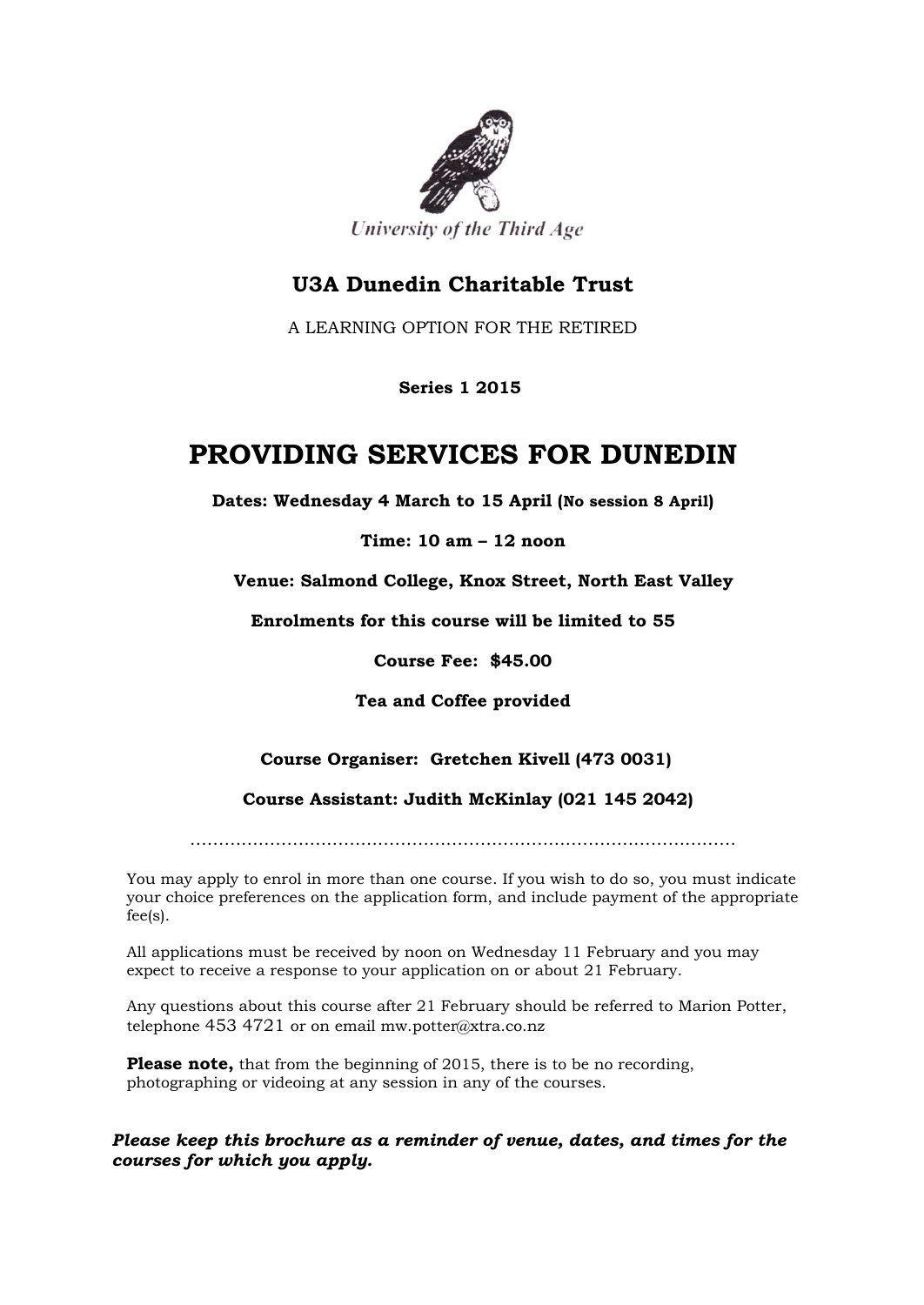University of the Third Age

## U3A Dunedin Charitable Trust

A LEARNING OPTION FOR THE RETIRED

**Series 1 2015**

# PROVIDING SERVICES FOR DUNEDIN

**Dates: Wednesday 4 March to 15 April (No session 8 April)**

**Time: 10 am – 12 noon**

**Venue: Salmond College, Knox Street, North East Valley**

**Enrolments for this course will be limited to 55**

**Course Fee: $45.00**

**Tea and Coffee provided**

**Course Organiser: Gretchen Kivell (473 0031)**

**Course Assistant: Judith McKinlay (021 145 2042)**

.............................................................................................

You may apply to enrol in more than one course. If you wish to do so, you must indicate your choice preferences on the application form, and include payment of the appropriate fee(s).

All applications must be received by noon on Wednesday 11 February and you may expect to receive a response to your application on or about 21 February.

Any questions about this course after 21 February should be referred to Marion Potter, telephone 453 4721 or on email mw.potter@xtra.co.nz

**Please note,** that from the beginning of 2015, there is to be no recording, photographing or videoing at any session in any of the courses.

***Please keep this brochure as a reminder of venue, dates, and times for the courses for which you apply.***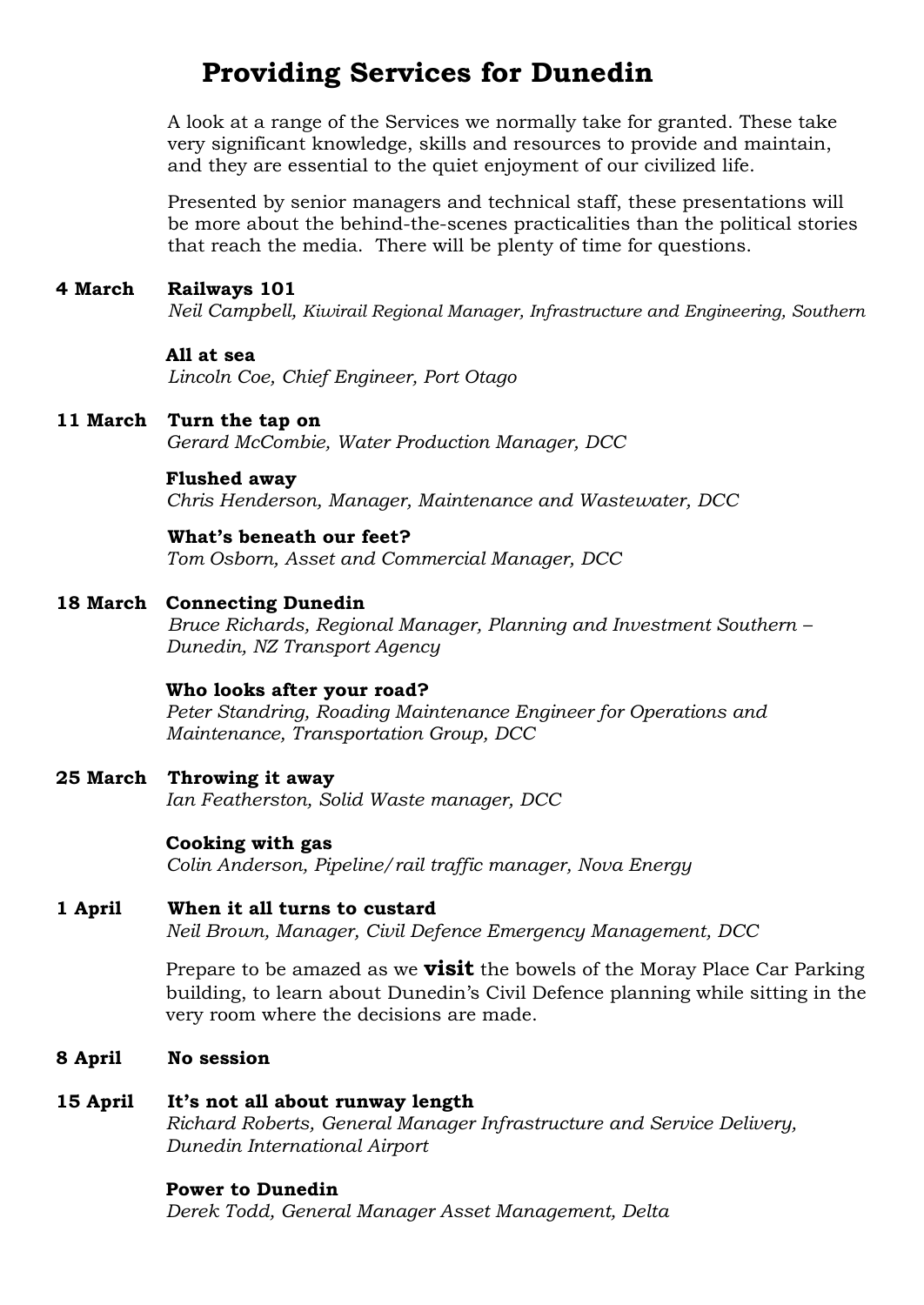# Providing Services for Dunedin

A look at a range of the Services we normally take for granted. These take very significant knowledge, skills and resources to provide and maintain, and they are essential to the quiet enjoyment of our civilized life.

Presented by senior managers and technical staff, these presentations will be more about the behind-the-scenes practicalities than the political stories that reach the media. There will be plenty of time for questions.

**4 March** **Railways 101**
*Neil Campbell, Kiwirail Regional Manager, Infrastructure and Engineering, Southern*

**All at sea**
*Lincoln Coe, Chief Engineer, Port Otago*

**11 March** **Turn the tap on**
*Gerard McCombie, Water Production Manager, DCC*

**Flushed away**
*Chris Henderson, Manager, Maintenance and Wastewater, DCC*

**What's beneath our feet?**
*Tom Osborn, Asset and Commercial Manager, DCC*

**18 March** **Connecting Dunedin**
*Bruce Richards, Regional Manager, Planning and Investment Southern – Dunedin, NZ Transport Agency*

**Who looks after your road?**
*Peter Standring, Roading Maintenance Engineer for Operations and Maintenance, Transportation Group, DCC*

**25 March** **Throwing it away**
*Ian Featherston, Solid Waste manager, DCC*

**Cooking with gas**
*Colin Anderson, Pipeline/rail traffic manager, Nova Energy*

**1 April** **When it all turns to custard**
*Neil Brown, Manager, Civil Defence Emergency Management, DCC*

Prepare to be amazed as we **visit** the bowels of the Moray Place Car Parking building, to learn about Dunedin's Civil Defence planning while sitting in the very room where the decisions are made.

**8 April** **No session**

**15 April** **It's not all about runway length**
*Richard Roberts, General Manager Infrastructure and Service Delivery, Dunedin International Airport*

**Power to Dunedin**
*Derek Todd, General Manager Asset Management, Delta*